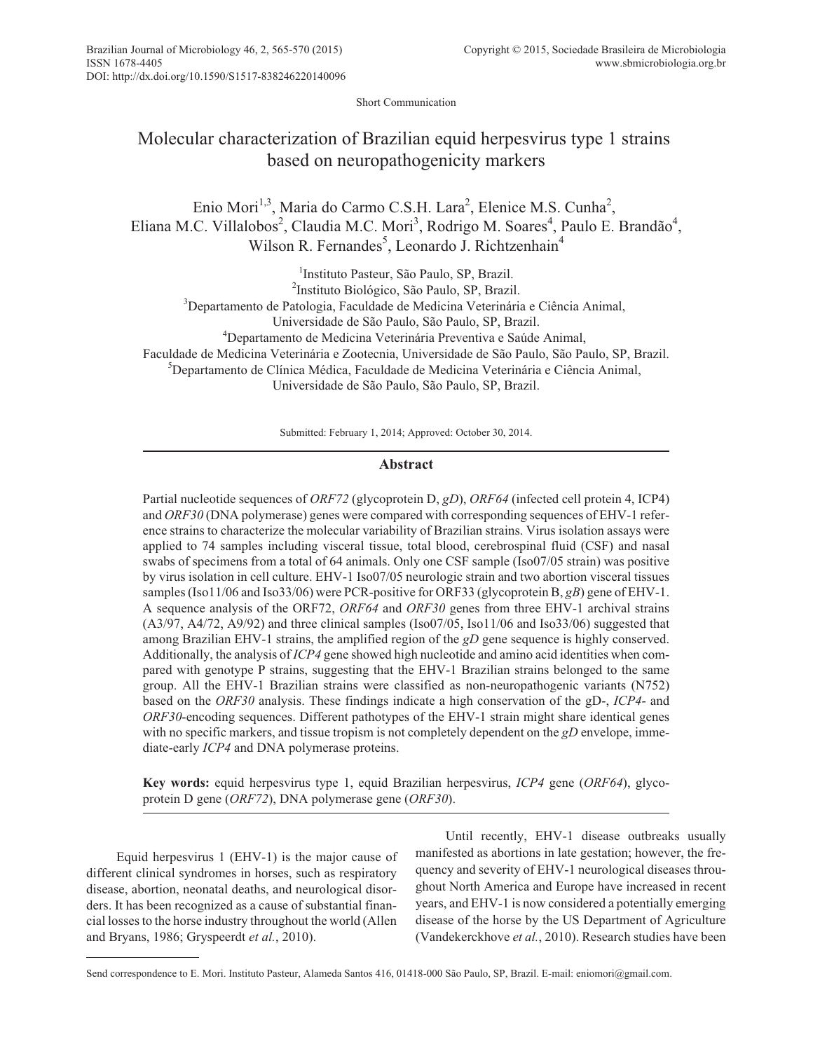Short Communication

# Molecular characterization of Brazilian equid herpesvirus type 1 strains based on neuropathogenicity markers

Enio Mori[1,3], Maria do Carmo C.S.H. Lara[2], Elenice M.S. Cunha[2], Eliana M.C. Villalobos[2], Claudia M.C. Mori[3], Rodrigo M. Soares[4], Paulo E. Brandão[4], Wilson R. Fernandes[5], Leonardo J. Richtzenhain[4]

[1]Instituto Pasteur, São Paulo, SP, Brazil.
[2]Instituto Biológico, São Paulo, SP, Brazil.
[3]Departamento de Patologia, Faculdade de Medicina Veterinária e Ciência Animal, Universidade de São Paulo, São Paulo, SP, Brazil.
[4]Departamento de Medicina Veterinária Preventiva e Saúde Animal, Faculdade de Medicina Veterinária e Zootecnia, Universidade de São Paulo, São Paulo, SP, Brazil.
[5]Departamento de Clínica Médica, Faculdade de Medicina Veterinária e Ciência Animal, Universidade de São Paulo, São Paulo, SP, Brazil.

Submitted: February 1, 2014; Approved: October 30, 2014.

## Abstract

Partial nucleotide sequences of *ORF72* (glycoprotein D, *gD*), *ORF64* (infected cell protein 4, ICP4) and *ORF30* (DNA polymerase) genes were compared with corresponding sequences of EHV-1 reference strains to characterize the molecular variability of Brazilian strains. Virus isolation assays were applied to 74 samples including visceral tissue, total blood, cerebrospinal fluid (CSF) and nasal swabs of specimens from a total of 64 animals. Only one CSF sample (Iso07/05 strain) was positive by virus isolation in cell culture. EHV-1 Iso07/05 neurologic strain and two abortion visceral tissues samples (Iso11/06 and Iso33/06) were PCR-positive for ORF33 (glycoprotein B, *gB*) gene of EHV-1. A sequence analysis of the ORF72, *ORF64* and *ORF30* genes from three EHV-1 archival strains (A3/97, A4/72, A9/92) and three clinical samples (Iso07/05, Iso11/06 and Iso33/06) suggested that among Brazilian EHV-1 strains, the amplified region of the *gD* gene sequence is highly conserved. Additionally, the analysis of *ICP4* gene showed high nucleotide and amino acid identities when compared with genotype P strains, suggesting that the EHV-1 Brazilian strains belonged to the same group. All the EHV-1 Brazilian strains were classified as non-neuropathogenic variants (N752) based on the *ORF30* analysis. These findings indicate a high conservation of the gD-, *ICP4*- and *ORF30*-encoding sequences. Different pathotypes of the EHV-1 strain might share identical genes with no specific markers, and tissue tropism is not completely dependent on the *gD* envelope, immediate-early *ICP4* and DNA polymerase proteins.

**Key words:** equid herpesvirus type 1, equid Brazilian herpesvirus, *ICP4* gene (*ORF64*), glycoprotein D gene (*ORF72*), DNA polymerase gene (*ORF30*).

Equid herpesvirus 1 (EHV-1) is the major cause of different clinical syndromes in horses, such as respiratory disease, abortion, neonatal deaths, and neurological disorders. It has been recognized as a cause of substantial financial losses to the horse industry throughout the world (Allen and Bryans, 1986; Gryspeerdt *et al.*, 2010).

Until recently, EHV-1 disease outbreaks usually manifested as abortions in late gestation; however, the frequency and severity of EHV-1 neurological diseases throughout North America and Europe have increased in recent years, and EHV-1 is now considered a potentially emerging disease of the horse by the US Department of Agriculture (Vandekerckhove *et al.*, 2010). Research studies have been

Send correspondence to E. Mori. Instituto Pasteur, Alameda Santos 416, 01418-000 São Paulo, SP, Brazil. E-mail: eniomori@gmail.com.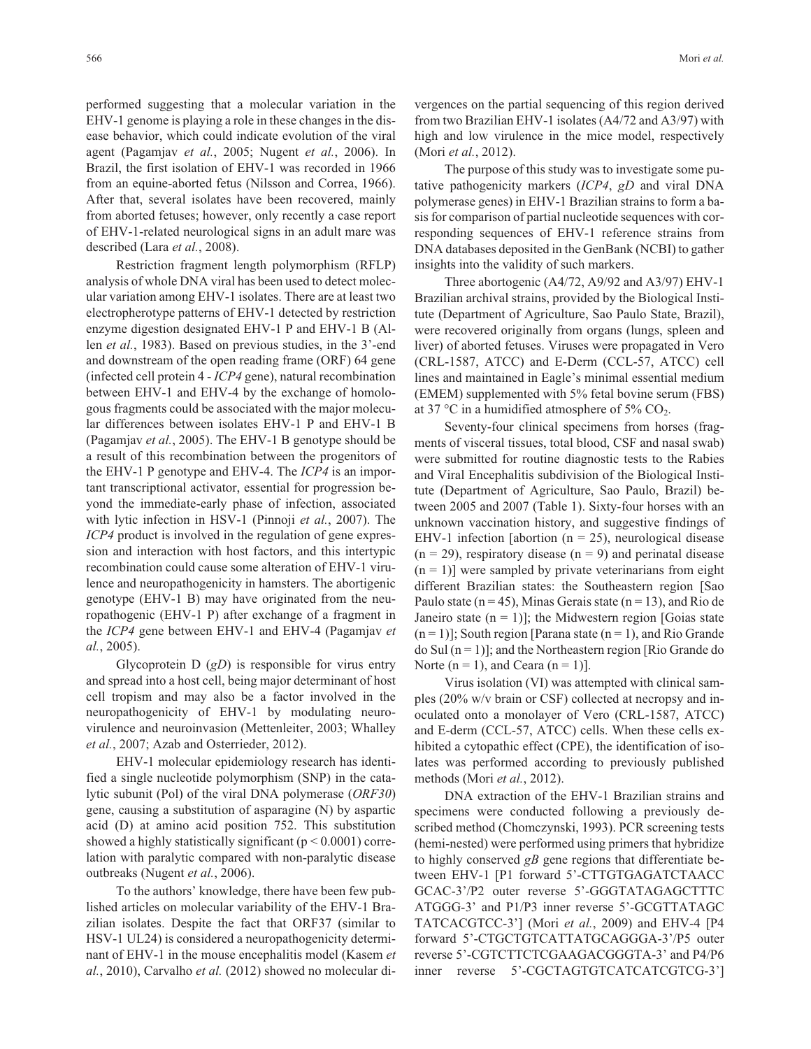performed suggesting that a molecular variation in the EHV-1 genome is playing a role in these changes in the disease behavior, which could indicate evolution of the viral agent (Pagamjav *et al.*, 2005; Nugent *et al.*, 2006). In Brazil, the first isolation of EHV-1 was recorded in 1966 from an equine-aborted fetus (Nilsson and Correa, 1966). After that, several isolates have been recovered, mainly from aborted fetuses; however, only recently a case report of EHV-1-related neurological signs in an adult mare was described (Lara *et al.*, 2008).

Restriction fragment length polymorphism (RFLP) analysis of whole DNA viral has been used to detect molecular variation among EHV-1 isolates. There are at least two electropherotype patterns of EHV-1 detected by restriction enzyme digestion designated EHV-1 P and EHV-1 B (Allen *et al.*, 1983). Based on previous studies, in the 3'-end and downstream of the open reading frame (ORF) 64 gene (infected cell protein 4 - *ICP4* gene), natural recombination between EHV-1 and EHV-4 by the exchange of homologous fragments could be associated with the major molecular differences between isolates EHV-1 P and EHV-1 B (Pagamjav *et al.*, 2005). The EHV-1 B genotype should be a result of this recombination between the progenitors of the EHV-1 P genotype and EHV-4. The *ICP4* is an important transcriptional activator, essential for progression beyond the immediate-early phase of infection, associated with lytic infection in HSV-1 (Pinnoji *et al.*, 2007). The *ICP4* product is involved in the regulation of gene expression and interaction with host factors, and this intertypic recombination could cause some alteration of EHV-1 virulence and neuropathogenicity in hamsters. The abortigenic genotype (EHV-1 B) may have originated from the neuropathogenic (EHV-1 P) after exchange of a fragment in the *ICP4* gene between EHV-1 and EHV-4 (Pagamjav *et al.*, 2005).

Glycoprotein D (*gD*) is responsible for virus entry and spread into a host cell, being major determinant of host cell tropism and may also be a factor involved in the neuropathogenicity of EHV-1 by modulating neurovirulence and neuroinvasion (Mettenleiter, 2003; Whalley *et al.*, 2007; Azab and Osterrieder, 2012).

EHV-1 molecular epidemiology research has identified a single nucleotide polymorphism (SNP) in the catalytic subunit (Pol) of the viral DNA polymerase (*ORF30*) gene, causing a substitution of asparagine (N) by aspartic acid (D) at amino acid position 752. This substitution showed a highly statistically significant ($p < 0.0001$) correlation with paralytic compared with non-paralytic disease outbreaks (Nugent *et al.*, 2006).

To the authors' knowledge, there have been few published articles on molecular variability of the EHV-1 Brazilian isolates. Despite the fact that ORF37 (similar to HSV-1 UL24) is considered a neuropathogenicity determinant of EHV-1 in the mouse encephalitis model (Kasem *et al.*, 2010), Carvalho *et al.* (2012) showed no molecular divergences on the partial sequencing of this region derived from two Brazilian EHV-1 isolates (A4/72 and A3/97) with high and low virulence in the mice model, respectively (Mori *et al.*, 2012).

The purpose of this study was to investigate some putative pathogenicity markers (*ICP4*, *gD* and viral DNA polymerase genes) in EHV-1 Brazilian strains to form a basis for comparison of partial nucleotide sequences with corresponding sequences of EHV-1 reference strains from DNA databases deposited in the GenBank (NCBI) to gather insights into the validity of such markers.

Three abortogenic (A4/72, A9/92 and A3/97) EHV-1 Brazilian archival strains, provided by the Biological Institute (Department of Agriculture, Sao Paulo State, Brazil), were recovered originally from organs (lungs, spleen and liver) of aborted fetuses. Viruses were propagated in Vero (CRL-1587, ATCC) and E-Derm (CCL-57, ATCC) cell lines and maintained in Eagle's minimal essential medium (EMEM) supplemented with 5% fetal bovine serum (FBS) at 37 °C in a humidified atmosphere of 5% $CO_2$.

Seventy-four clinical specimens from horses (fragments of visceral tissues, total blood, CSF and nasal swab) were submitted for routine diagnostic tests to the Rabies and Viral Encephalitis subdivision of the Biological Institute (Department of Agriculture, Sao Paulo, Brazil) between 2005 and 2007 (Table 1). Sixty-four horses with an unknown vaccination history, and suggestive findings of EHV-1 infection [abortion ($n = 25$), neurological disease ($n = 29$), respiratory disease ($n = 9$) and perinatal disease ($n = 1$)] were sampled by private veterinarians from eight different Brazilian states: the Southeastern region [Sao Paulo state ($n = 45$), Minas Gerais state ($n = 13$), and Rio de Janeiro state ($n = 1$)]; the Midwestern region [Goias state ($n = 1$)]; South region [Parana state ($n = 1$), and Rio Grande do Sul ($n = 1$)]; and the Northeastern region [Rio Grande do Norte ($n = 1$), and Ceara ($n = 1$)].

Virus isolation (VI) was attempted with clinical samples (20% w/v brain or CSF) collected at necropsy and inoculated onto a monolayer of Vero (CRL-1587, ATCC) and E-derm (CCL-57, ATCC) cells. When these cells exhibited a cytopathic effect (CPE), the identification of isolates was performed according to previously published methods (Mori *et al.*, 2012).

DNA extraction of the EHV-1 Brazilian strains and specimens were conducted following a previously described method (Chomczynski, 1993). PCR screening tests (hemi-nested) were performed using primers that hybridize to highly conserved *gB* gene regions that differentiate between EHV-1 [P1 forward 5'-CTTGTGAGATCTAACC GCAC-3'/P2 outer reverse 5'-GGGTATAGAGCTTTC ATGGG-3' and P1/P3 inner reverse 5'-GCGTTATAGC TATCACGTCC-3'] (Mori *et al.*, 2009) and EHV-4 [P4 forward 5'-CTGCTGTCATTATGCAGGGA-3'/P5 outer reverse 5'-CGTCTTCTCGAAGACGGGTA-3' and P4/P6 inner reverse 5'-CGCTAGTGTCATCATCGTCG-3']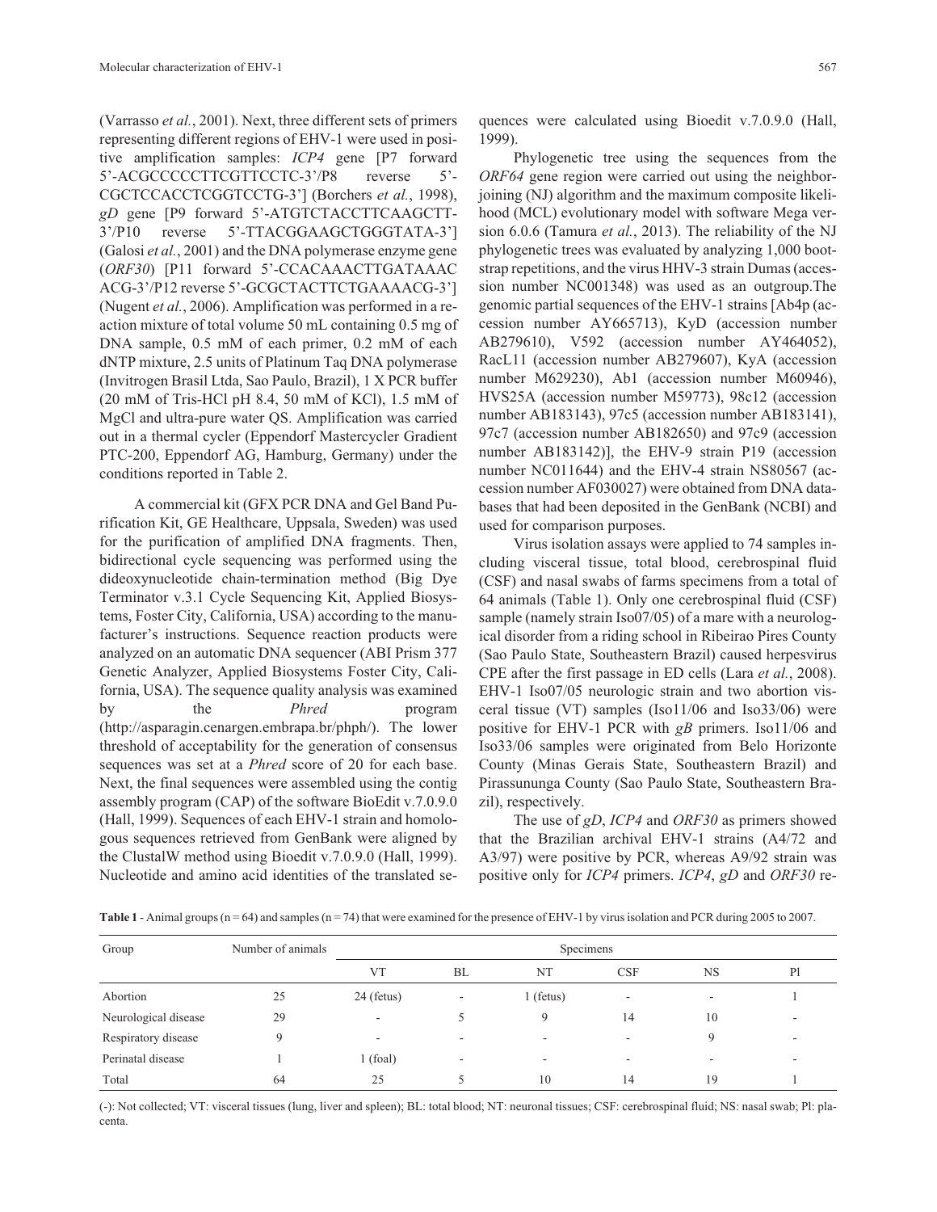(Varrasso *et al.*, 2001). Next, three different sets of primers representing different regions of EHV-1 were used in positive amplification samples: *ICP4* gene [P7 forward 5'-ACGCCCCCTTCGTTCCTC-3'/P8 reverse 5'-CGCTCCACCTCGGTCCTG-3'] (Borchers *et al.*, 1998), *gD* gene [P9 forward 5'-ATGTCTACCTTCAAGCTT-3'/P10 reverse 5'-TTACGGAAGCTGGGTATA-3'] (Galosi *et al.*, 2001) and the DNA polymerase enzyme gene (*ORF30*) [P11 forward 5'-CCACAAACTTGATAAAC ACG-3'/P12 reverse 5'-GCGCTACTTCTGAAAACG-3'] (Nugent *et al.*, 2006). Amplification was performed in a reaction mixture of total volume 50 mL containing 0.5 mg of DNA sample, 0.5 mM of each primer, 0.2 mM of each dNTP mixture, 2.5 units of Platinum Taq DNA polymerase (Invitrogen Brasil Ltda, Sao Paulo, Brazil), 1 X PCR buffer (20 mM of Tris-HCl pH 8.4, 50 mM of KCl), 1.5 mM of MgCl and ultra-pure water QS. Amplification was carried out in a thermal cycler (Eppendorf Mastercycler Gradient PTC-200, Eppendorf AG, Hamburg, Germany) under the conditions reported in Table 2.

A commercial kit (GFX PCR DNA and Gel Band Purification Kit, GE Healthcare, Uppsala, Sweden) was used for the purification of amplified DNA fragments. Then, bidirectional cycle sequencing was performed using the dideoxynucleotide chain-termination method (Big Dye Terminator v.3.1 Cycle Sequencing Kit, Applied Biosystems, Foster City, California, USA) according to the manufacturer's instructions. Sequence reaction products were analyzed on an automatic DNA sequencer (ABI Prism 377 Genetic Analyzer, Applied Biosystems Foster City, California, USA). The sequence quality analysis was examined by the *Phred* program (http://asparagin.cenargen.embrapa.br/phph/). The lower threshold of acceptability for the generation of consensus sequences was set at a *Phred* score of 20 for each base. Next, the final sequences were assembled using the contig assembly program (CAP) of the software BioEdit v.7.0.9.0 (Hall, 1999). Sequences of each EHV-1 strain and homologous sequences retrieved from GenBank were aligned by the ClustalW method using Bioedit v.7.0.9.0 (Hall, 1999). Nucleotide and amino acid identities of the translated sequences were calculated using Bioedit v.7.0.9.0 (Hall, 1999).

Phylogenetic tree using the sequences from the *ORF64* gene region were carried out using the neighbor-joining (NJ) algorithm and the maximum composite likelihood (MCL) evolutionary model with software Mega version 6.0.6 (Tamura *et al.*, 2013). The reliability of the NJ phylogenetic trees was evaluated by analyzing 1,000 bootstrap repetitions, and the virus HHV-3 strain Dumas (accession number NC001348) was used as an outgroup.The genomic partial sequences of the EHV-1 strains [Ab4p (accession number AY665713), KyD (accession number AB279610), V592 (accession number AY464052), RacL11 (accession number AB279607), KyA (accession number M629230), Ab1 (accession number M60946), HVS25A (accession number M59773), 98c12 (accession number AB183143), 97c5 (accession number AB183141), 97c7 (accession number AB182650) and 97c9 (accession number AB183142)], the EHV-9 strain P19 (accession number NC011644) and the EHV-4 strain NS80567 (accession number AF030027) were obtained from DNA databases that had been deposited in the GenBank (NCBI) and used for comparison purposes.

Virus isolation assays were applied to 74 samples including visceral tissue, total blood, cerebrospinal fluid (CSF) and nasal swabs of farms specimens from a total of 64 animals (Table 1). Only one cerebrospinal fluid (CSF) sample (namely strain Iso07/05) of a mare with a neurological disorder from a riding school in Ribeirao Pires County (Sao Paulo State, Southeastern Brazil) caused herpesvirus CPE after the first passage in ED cells (Lara *et al.*, 2008). EHV-1 Iso07/05 neurologic strain and two abortion visceral tissue (VT) samples (Iso11/06 and Iso33/06) were positive for EHV-1 PCR with *gB* primers. Iso11/06 and Iso33/06 samples were originated from Belo Horizonte County (Minas Gerais State, Southeastern Brazil) and Pirassununga County (Sao Paulo State, Southeastern Brazil), respectively.

The use of *gD*, *ICP4* and *ORF30* as primers showed that the Brazilian archival EHV-1 strains (A4/72 and A3/97) were positive by PCR, whereas A9/92 strain was positive only for *ICP4* primers. *ICP4*, *gD* and *ORF30* re-

**Table 1** - Animal groups (n = 64) and samples (n = 74) that were examined for the presence of EHV-1 by virus isolation and PCR during 2005 to 2007.

| Group | Number of animals | Specimens | | | | | |
|---|---|---|---|---|---|---|---|
| | | VT | BL | NT | CSF | NS | Pl |
| Abortion | 25 | 24 (fetus) | - | 1 (fetus) | - | - | 1 |
| Neurological disease | 29 | - | 5 | 9 | 14 | 10 | - |
| Respiratory disease | 9 | - | - | - | - | 9 | - |
| Perinatal disease | 1 | 1 (foal) | - | - | - | - | - |
| Total | 64 | 25 | 5 | 10 | 14 | 19 | 1 |

(-): Not collected; VT: visceral tissues (lung, liver and spleen); BL: total blood; NT: neuronal tissues; CSF: cerebrospinal fluid; NS: nasal swab; Pl: placenta.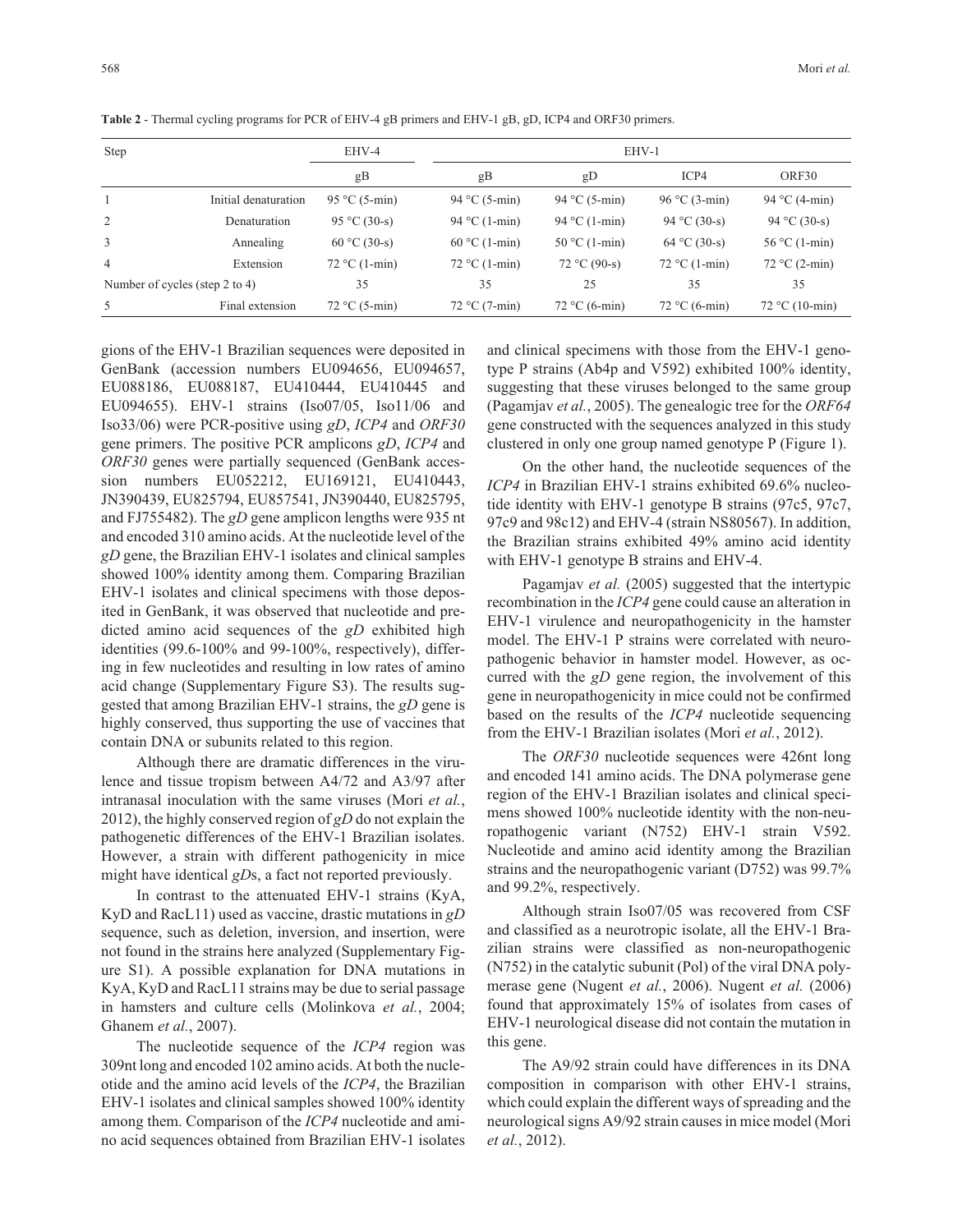**Table 2** - Thermal cycling programs for PCR of EHV-4 gB primers and EHV-1 gB, gD, ICP4 and ORF30 primers.

| Step | | EHV-4 | EHV-1 | | | |
|---|---|---|---|---|---|---|
| | | gB | gB | gD | ICP4 | ORF30 |
| 1 | Initial denaturation | 95 °C (5-min) | 94 °C (5-min) | 94 °C (5-min) | 96 °C (3-min) | 94 °C (4-min) |
| 2 | Denaturation | 95 °C (30-s) | 94 °C (1-min) | 94 °C (1-min) | 94 °C (30-s) | 94 °C (30-s) |
| 3 | Annealing | 60 °C (30-s) | 60 °C (1-min) | 50 °C (1-min) | 64 °C (30-s) | 56 °C (1-min) |
| 4 | Extension | 72 °C (1-min) | 72 °C (1-min) | 72 °C (90-s) | 72 °C (1-min) | 72 °C (2-min) |
| Number of cycles (step 2 to 4) | | 35 | 35 | 25 | 35 | 35 |
| 5 | Final extension | 72 °C (5-min) | 72 °C (7-min) | 72 °C (6-min) | 72 °C (6-min) | 72 °C (10-min) |

gions of the EHV-1 Brazilian sequences were deposited in GenBank (accession numbers EU094656, EU094657, EU088186, EU088187, EU410444, EU410445 and EU094655). EHV-1 strains (Iso07/05, Iso11/06 and Iso33/06) were PCR-positive using *gD*, *ICP4* and *ORF30* gene primers. The positive PCR amplicons *gD*, *ICP4* and *ORF30* genes were partially sequenced (GenBank accession numbers EU052212, EU169121, EU410443, JN390439, EU825794, EU857541, JN390440, EU825795, and FJ755482). The *gD* gene amplicon lengths were 935 nt and encoded 310 amino acids. At the nucleotide level of the *gD* gene, the Brazilian EHV-1 isolates and clinical samples showed 100% identity among them. Comparing Brazilian EHV-1 isolates and clinical specimens with those deposited in GenBank, it was observed that nucleotide and predicted amino acid sequences of the *gD* exhibited high identities (99.6-100% and 99-100%, respectively), differing in few nucleotides and resulting in low rates of amino acid change (Supplementary Figure S3). The results suggested that among Brazilian EHV-1 strains, the *gD* gene is highly conserved, thus supporting the use of vaccines that contain DNA or subunits related to this region.

Although there are dramatic differences in the virulence and tissue tropism between A4/72 and A3/97 after intranasal inoculation with the same viruses (Mori *et al.*, 2012), the highly conserved region of *gD* do not explain the pathogenetic differences of the EHV-1 Brazilian isolates. However, a strain with different pathogenicity in mice might have identical *gD*s, a fact not reported previously.

In contrast to the attenuated EHV-1 strains (KyA, KyD and RacL11) used as vaccine, drastic mutations in *gD* sequence, such as deletion, inversion, and insertion, were not found in the strains here analyzed (Supplementary Figure S1). A possible explanation for DNA mutations in KyA, KyD and RacL11 strains may be due to serial passage in hamsters and culture cells (Molinkova *et al.*, 2004; Ghanem *et al.*, 2007).

The nucleotide sequence of the *ICP4* region was 309nt long and encoded 102 amino acids. At both the nucleotide and the amino acid levels of the *ICP4*, the Brazilian EHV-1 isolates and clinical samples showed 100% identity among them. Comparison of the *ICP4* nucleotide and amino acid sequences obtained from Brazilian EHV-1 isolates and clinical specimens with those from the EHV-1 genotype P strains (Ab4p and V592) exhibited 100% identity, suggesting that these viruses belonged to the same group (Pagamjav *et al.*, 2005). The genealogic tree for the *ORF64* gene constructed with the sequences analyzed in this study clustered in only one group named genotype P (Figure 1).

On the other hand, the nucleotide sequences of the *ICP4* in Brazilian EHV-1 strains exhibited 69.6% nucleotide identity with EHV-1 genotype B strains (97c5, 97c7, 97c9 and 98c12) and EHV-4 (strain NS80567). In addition, the Brazilian strains exhibited 49% amino acid identity with EHV-1 genotype B strains and EHV-4.

Pagamjav *et al.* (2005) suggested that the intertypic recombination in the *ICP4* gene could cause an alteration in EHV-1 virulence and neuropathogenicity in the hamster model. The EHV-1 P strains were correlated with neuropathogenic behavior in hamster model. However, as occurred with the *gD* gene region, the involvement of this gene in neuropathogenicity in mice could not be confirmed based on the results of the *ICP4* nucleotide sequencing from the EHV-1 Brazilian isolates (Mori *et al.*, 2012).

The *ORF30* nucleotide sequences were 426nt long and encoded 141 amino acids. The DNA polymerase gene region of the EHV-1 Brazilian isolates and clinical specimens showed 100% nucleotide identity with the non-neuropathogenic variant (N752) EHV-1 strain V592. Nucleotide and amino acid identity among the Brazilian strains and the neuropathogenic variant (D752) was 99.7% and 99.2%, respectively.

Although strain Iso07/05 was recovered from CSF and classified as a neurotropic isolate, all the EHV-1 Brazilian strains were classified as non-neuropathogenic (N752) in the catalytic subunit (Pol) of the viral DNA polymerase gene (Nugent *et al.*, 2006). Nugent *et al.* (2006) found that approximately 15% of isolates from cases of EHV-1 neurological disease did not contain the mutation in this gene.

The A9/92 strain could have differences in its DNA composition in comparison with other EHV-1 strains, which could explain the different ways of spreading and the neurological signs A9/92 strain causes in mice model (Mori *et al.*, 2012).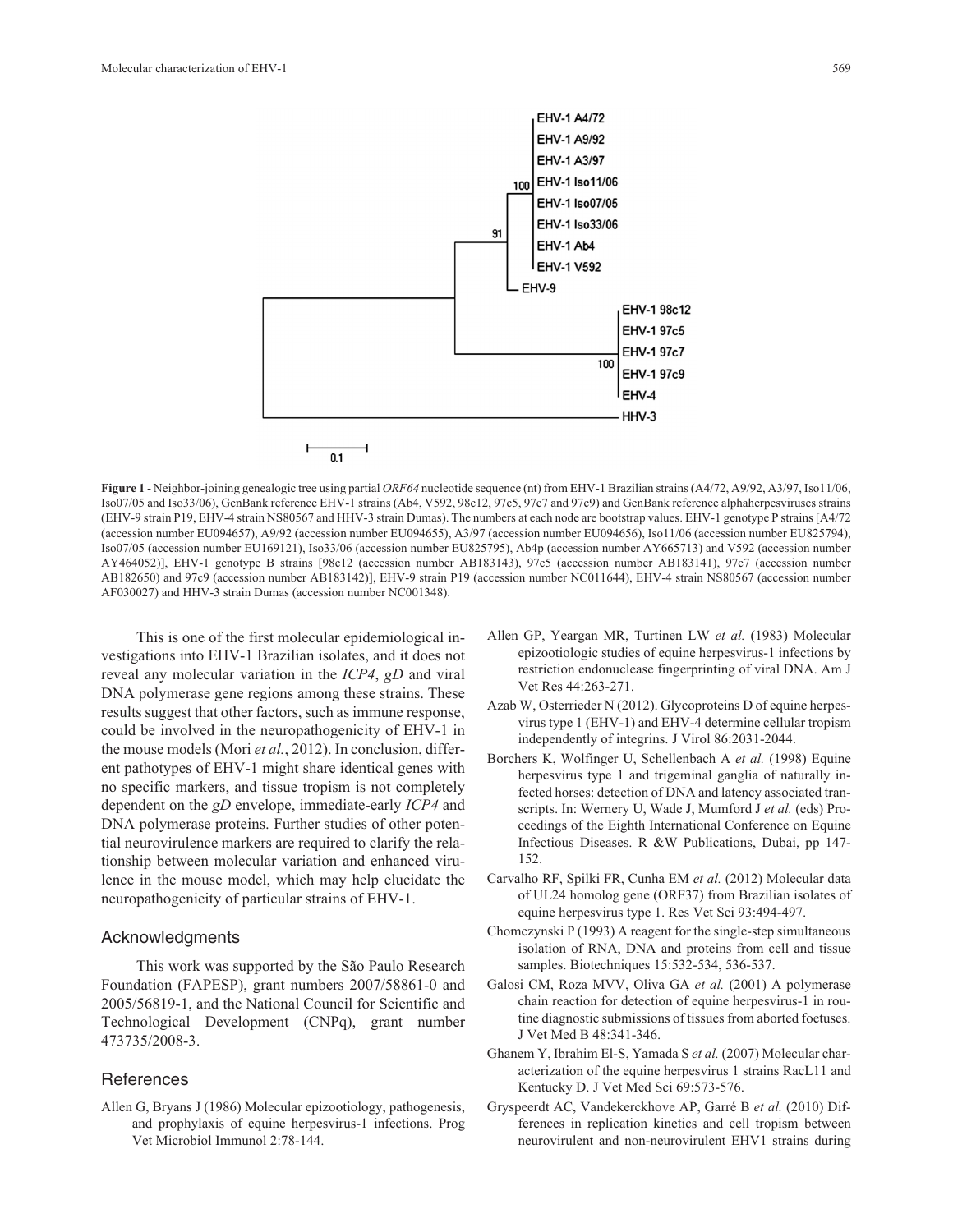**Figure 1** - Neighbor-joining genealogic tree using partial *ORF64* nucleotide sequence (nt) from EHV-1 Brazilian strains (A4/72, A9/92, A3/97, Iso11/06, Iso07/05 and Iso33/06), GenBank reference EHV-1 strains (Ab4, V592, 98c12, 97c5, 97c7 and 97c9) and GenBank reference alphaherpesviruses strains (EHV-9 strain P19, EHV-4 strain NS80567 and HHV-3 strain Dumas). The numbers at each node are bootstrap values. EHV-1 genotype P strains [A4/72 (accession number EU094657), A9/92 (accession number EU094655), A3/97 (accession number EU094656), Iso11/06 (accession number EU825794), Iso07/05 (accession number EU169121), Iso33/06 (accession number EU825795), Ab4p (accession number AY665713) and V592 (accession number AY464052)], EHV-1 genotype B strains [98c12 (accession number AB183143), 97c5 (accession number AB183141), 97c7 (accession number AB182650) and 97c9 (accession number AB183142)], EHV-9 strain P19 (accession number NC011644), EHV-4 strain NS80567 (accession number AF030027) and HHV-3 strain Dumas (accession number NC001348).

This is one of the first molecular epidemiological investigations into EHV-1 Brazilian isolates, and it does not reveal any molecular variation in the *ICP4*, *gD* and viral DNA polymerase gene regions among these strains. These results suggest that other factors, such as immune response, could be involved in the neuropathogenicity of EHV-1 in the mouse models (Mori *et al.*, 2012). In conclusion, different pathotypes of EHV-1 might share identical genes with no specific markers, and tissue tropism is not completely dependent on the *gD* envelope, immediate-early *ICP4* and DNA polymerase proteins. Further studies of other potential neurovirulence markers are required to clarify the relationship between molecular variation and enhanced virulence in the mouse model, which may help elucidate the neuropathogenicity of particular strains of EHV-1.

## Acknowledgments

This work was supported by the São Paulo Research Foundation (FAPESP), grant numbers 2007/58861-0 and 2005/56819-1, and the National Council for Scientific and Technological Development (CNPq), grant number 473735/2008-3.

## References

Allen G, Bryans J (1986) Molecular epizootiology, pathogenesis, and prophylaxis of equine herpesvirus-1 infections. Prog Vet Microbiol Immunol 2:78-144.

Allen GP, Yeargan MR, Turtinen LW *et al.* (1983) Molecular epizootiologic studies of equine herpesvirus-1 infections by restriction endonuclease fingerprinting of viral DNA. Am J Vet Res 44:263-271.

Azab W, Osterrieder N (2012). Glycoproteins D of equine herpesvirus type 1 (EHV-1) and EHV-4 determine cellular tropism independently of integrins. J Virol 86:2031-2044.

Borchers K, Wolfinger U, Schellenbach A *et al.* (1998) Equine herpesvirus type 1 and trigeminal ganglia of naturally infected horses: detection of DNA and latency associated transcripts. In: Wernery U, Wade J, Mumford J *et al.* (eds) Proceedings of the Eighth International Conference on Equine Infectious Diseases. R &W Publications, Dubai, pp 147-152.

Carvalho RF, Spilki FR, Cunha EM *et al.* (2012) Molecular data of UL24 homolog gene (ORF37) from Brazilian isolates of equine herpesvirus type 1. Res Vet Sci 93:494-497.

Chomczynski P (1993) A reagent for the single-step simultaneous isolation of RNA, DNA and proteins from cell and tissue samples. Biotechniques 15:532-534, 536-537.

Galosi CM, Roza MVV, Oliva GA *et al.* (2001) A polymerase chain reaction for detection of equine herpesvirus-1 in routine diagnostic submissions of tissues from aborted foetuses. J Vet Med B 48:341-346.

Ghanem Y, Ibrahim El-S, Yamada S *et al.* (2007) Molecular characterization of the equine herpesvirus 1 strains RacL11 and Kentucky D. J Vet Med Sci 69:573-576.

Gryspeerdt AC, Vandekerckhove AP, Garré B *et al.* (2010) Differences in replication kinetics and cell tropism between neurovirulent and non-neurovirulent EHV1 strains during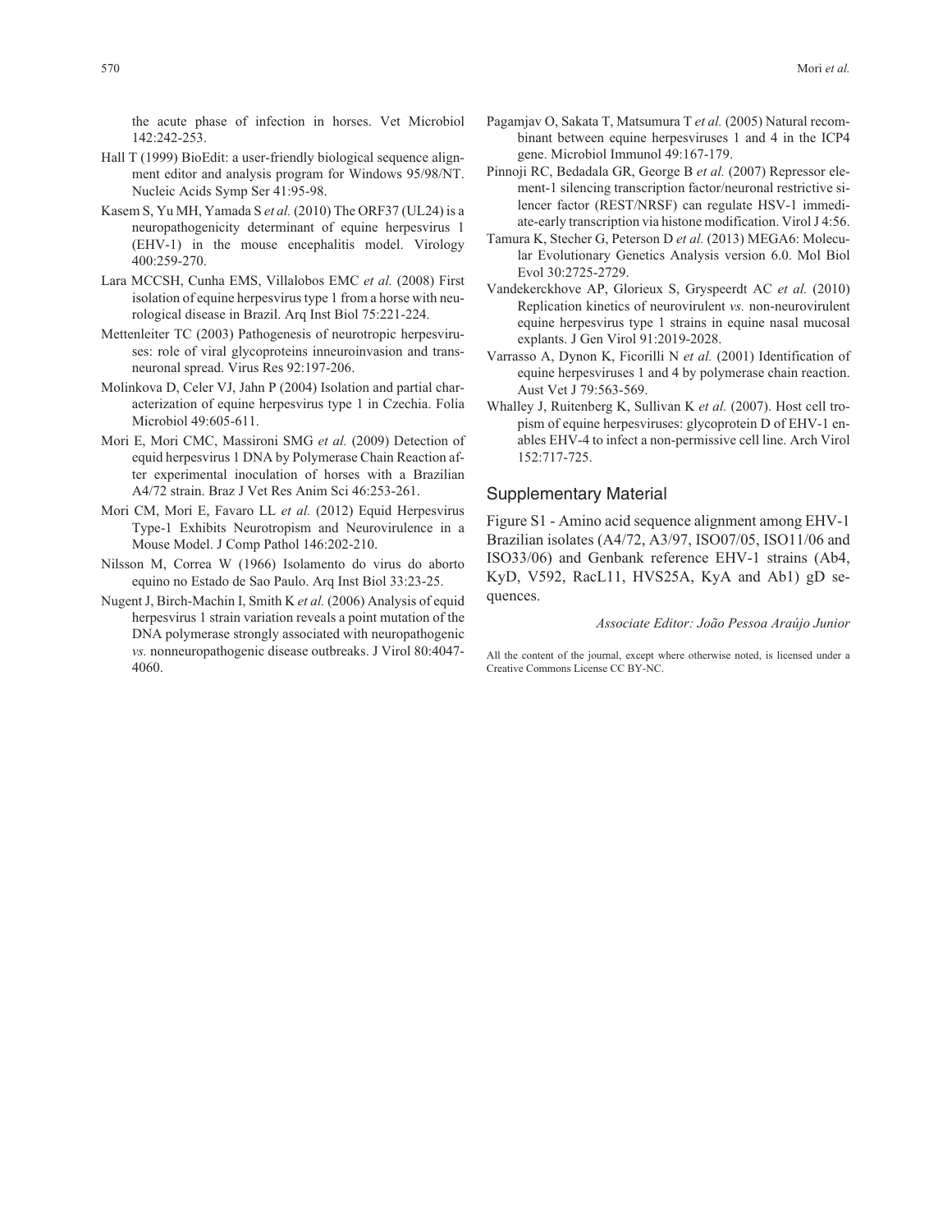the acute phase of infection in horses. Vet Microbiol 142:242-253.

Hall T (1999) BioEdit: a user-friendly biological sequence alignment editor and analysis program for Windows 95/98/NT. Nucleic Acids Symp Ser 41:95-98.

Kasem S, Yu MH, Yamada S *et al.* (2010) The ORF37 (UL24) is a neuropathogenicity determinant of equine herpesvirus 1 (EHV-1) in the mouse encephalitis model. Virology 400:259-270.

Lara MCCSH, Cunha EMS, Villalobos EMC *et al.* (2008) First isolation of equine herpesvirus type 1 from a horse with neurological disease in Brazil. Arq Inst Biol 75:221-224.

Mettenleiter TC (2003) Pathogenesis of neurotropic herpesviruses: role of viral glycoproteins inneuroinvasion and transneuronal spread. Virus Res 92:197-206.

Molinkova D, Celer VJ, Jahn P (2004) Isolation and partial characterization of equine herpesvirus type 1 in Czechia. Folia Microbiol 49:605-611.

Mori E, Mori CMC, Massironi SMG *et al.* (2009) Detection of equid herpesvirus 1 DNA by Polymerase Chain Reaction after experimental inoculation of horses with a Brazilian A4/72 strain. Braz J Vet Res Anim Sci 46:253-261.

Mori CM, Mori E, Favaro LL *et al.* (2012) Equid Herpesvirus Type-1 Exhibits Neurotropism and Neurovirulence in a Mouse Model. J Comp Pathol 146:202-210.

Nilsson M, Correa W (1966) Isolamento do virus do aborto equino no Estado de Sao Paulo. Arq Inst Biol 33:23-25.

Nugent J, Birch-Machin I, Smith K *et al.* (2006) Analysis of equid herpesvirus 1 strain variation reveals a point mutation of the DNA polymerase strongly associated with neuropathogenic *vs.* nonneuropathogenic disease outbreaks. J Virol 80:4047-4060.

Pagamjav O, Sakata T, Matsumura T *et al.* (2005) Natural recombinant between equine herpesviruses 1 and 4 in the ICP4 gene. Microbiol Immunol 49:167-179.

Pinnoji RC, Bedadala GR, George B *et al.* (2007) Repressor element-1 silencing transcription factor/neuronal restrictive silencer factor (REST/NRSF) can regulate HSV-1 immediate-early transcription via histone modification. Virol J 4:56.

Tamura K, Stecher G, Peterson D *et al.* (2013) MEGA6: Molecular Evolutionary Genetics Analysis version 6.0. Mol Biol Evol 30:2725-2729.

Vandekerckhove AP, Glorieux S, Gryspeerdt AC *et al.* (2010) Replication kinetics of neurovirulent *vs.* non-neurovirulent equine herpesvirus type 1 strains in equine nasal mucosal explants. J Gen Virol 91:2019-2028.

Varrasso A, Dynon K, Ficorilli N *et al.* (2001) Identification of equine herpesviruses 1 and 4 by polymerase chain reaction. Aust Vet J 79:563-569.

Whalley J, Ruitenberg K, Sullivan K *et al.* (2007). Host cell tropism of equine herpesviruses: glycoprotein D of EHV-1 enables EHV-4 to infect a non-permissive cell line. Arch Virol 152:717-725.

## Supplementary Material

Figure S1 - Amino acid sequence alignment among EHV-1 Brazilian isolates (A4/72, A3/97, ISO07/05, ISO11/06 and ISO33/06) and Genbank reference EHV-1 strains (Ab4, KyD, V592, RacL11, HVS25A, KyA and Ab1) gD sequences.

*Associate Editor: João Pessoa Araújo Junior*

All the content of the journal, except where otherwise noted, is licensed under a Creative Commons License CC BY-NC.